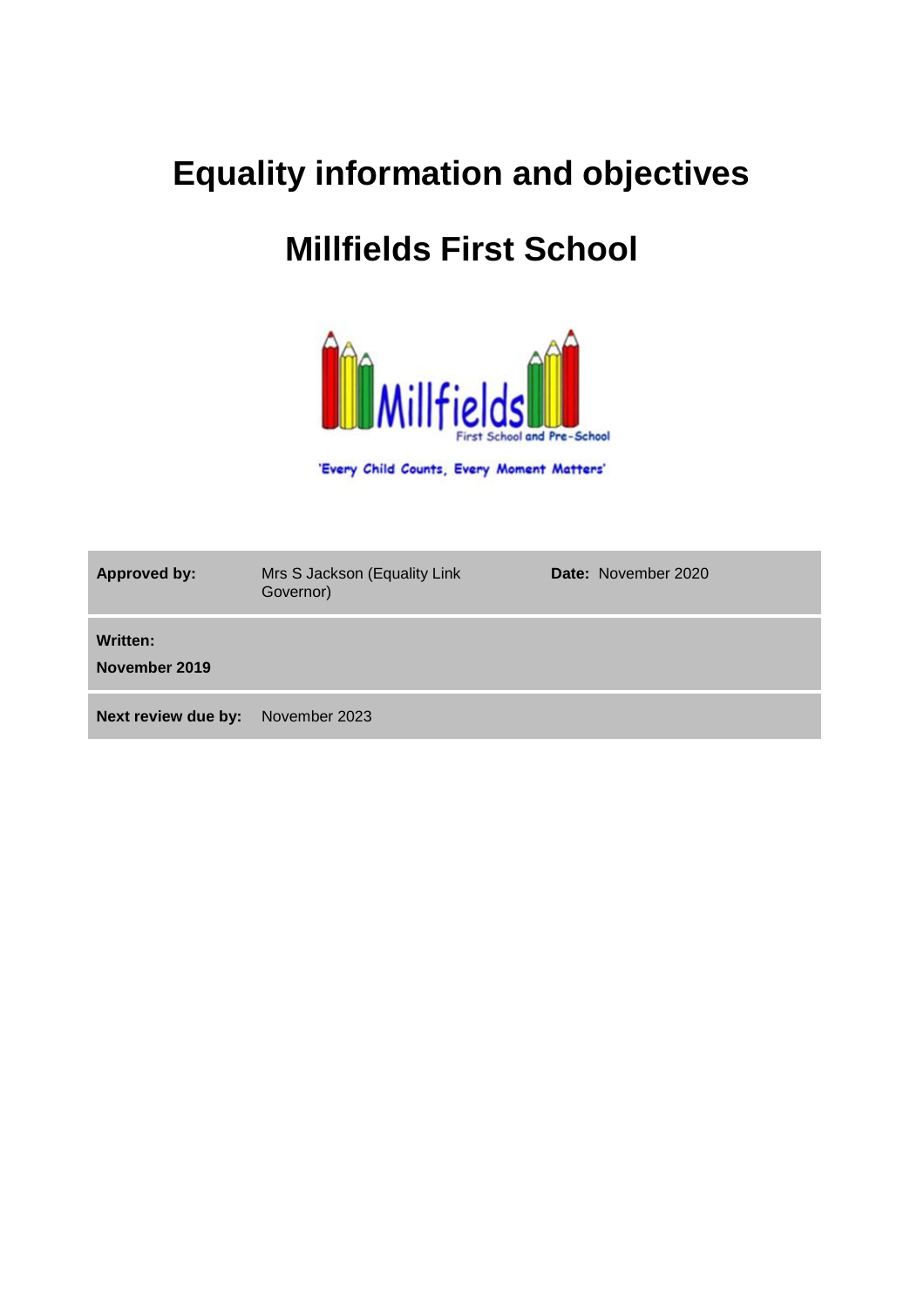# Equality information and objectives

# Millfields First School

'Every Child Counts, Every Moment Matters'

| | | | |
|---|---|---|---|
| **Approved by:** | Mrs S Jackson (Equality Link Governor) | **Date:** November 2020 | |
| **Written:** **November 2019** | | | |
| **Next review due by:** | November 2023 | | |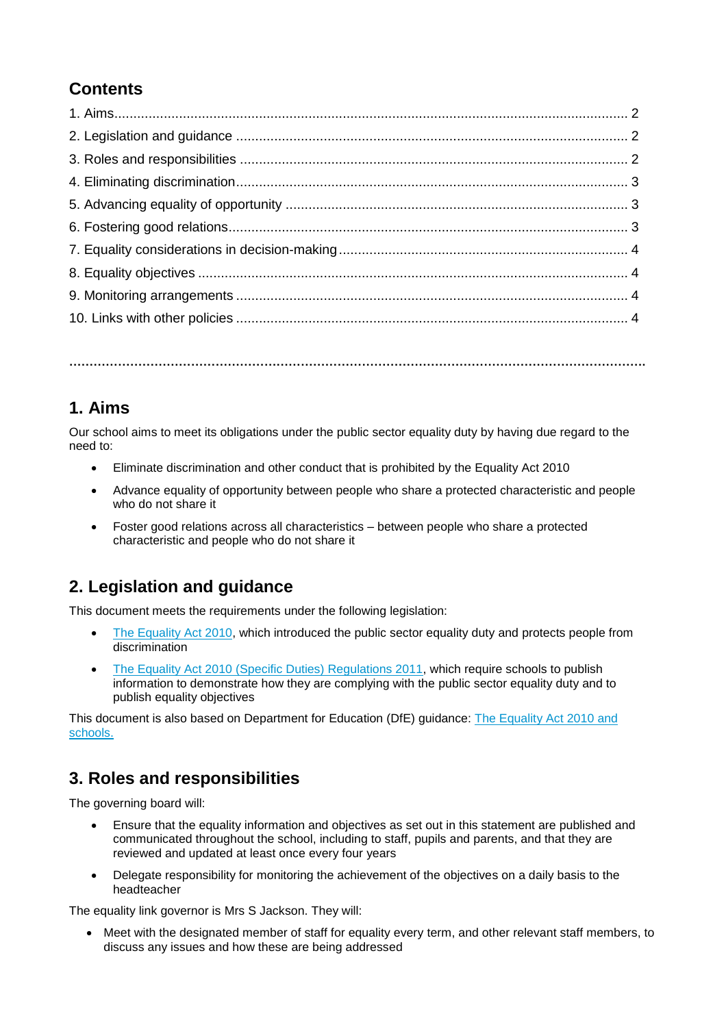## Contents

1. Aims 2
2. Legislation and guidance 2
3. Roles and responsibilities 2
4. Eliminating discrimination 3
5. Advancing equality of opportunity 3
6. Fostering good relations 3
7. Equality considerations in decision-making 4
8. Equality objectives 4
9. Monitoring arrangements 4
10. Links with other policies 4

---

## 1. Aims

Our school aims to meet its obligations under the public sector equality duty by having due regard to the need to:

- Eliminate discrimination and other conduct that is prohibited by the Equality Act 2010
- Advance equality of opportunity between people who share a protected characteristic and people who do not share it
- Foster good relations across all characteristics – between people who share a protected characteristic and people who do not share it

## 2. Legislation and guidance

This document meets the requirements under the following legislation:

- [The Equality Act 2010](), which introduced the public sector equality duty and protects people from discrimination
- [The Equality Act 2010 (Specific Duties) Regulations 2011](), which require schools to publish information to demonstrate how they are complying with the public sector equality duty and to publish equality objectives

This document is also based on Department for Education (DfE) guidance: [The Equality Act 2010 and schools.]()

## 3. Roles and responsibilities

The governing board will:

- Ensure that the equality information and objectives as set out in this statement are published and communicated throughout the school, including to staff, pupils and parents, and that they are reviewed and updated at least once every four years
- Delegate responsibility for monitoring the achievement of the objectives on a daily basis to the headteacher

The equality link governor is Mrs S Jackson. They will:

- Meet with the designated member of staff for equality every term, and other relevant staff members, to discuss any issues and how these are being addressed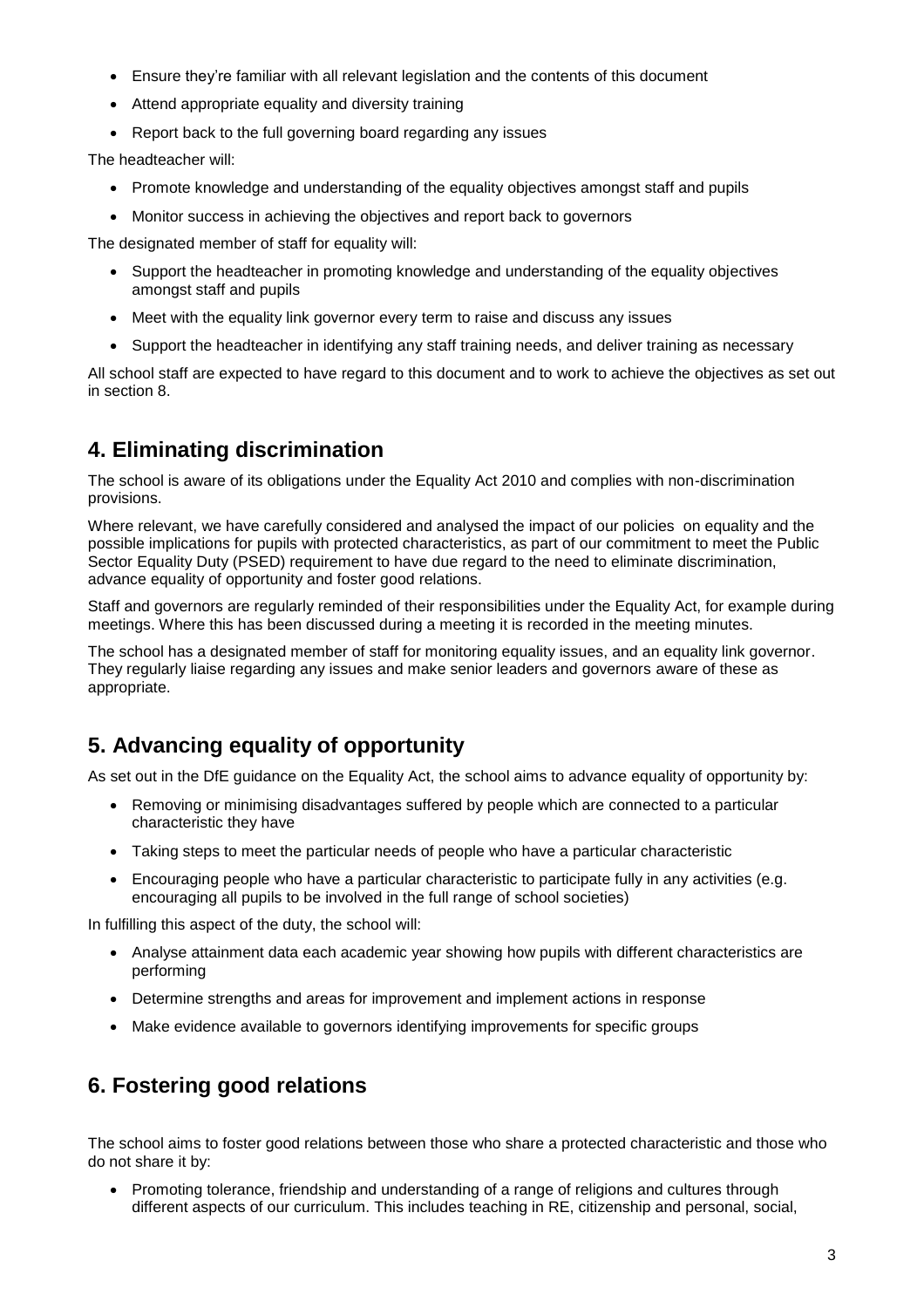- Ensure they're familiar with all relevant legislation and the contents of this document
- Attend appropriate equality and diversity training
- Report back to the full governing board regarding any issues

The headteacher will:

- Promote knowledge and understanding of the equality objectives amongst staff and pupils
- Monitor success in achieving the objectives and report back to governors

The designated member of staff for equality will:

- Support the headteacher in promoting knowledge and understanding of the equality objectives amongst staff and pupils
- Meet with the equality link governor every term to raise and discuss any issues
- Support the headteacher in identifying any staff training needs, and deliver training as necessary

All school staff are expected to have regard to this document and to work to achieve the objectives as set out in section 8.

## 4. Eliminating discrimination

The school is aware of its obligations under the Equality Act 2010 and complies with non-discrimination provisions.

Where relevant, we have carefully considered and analysed the impact of our policies on equality and the possible implications for pupils with protected characteristics, as part of our commitment to meet the Public Sector Equality Duty (PSED) requirement to have due regard to the need to eliminate discrimination, advance equality of opportunity and foster good relations.

Staff and governors are regularly reminded of their responsibilities under the Equality Act, for example during meetings. Where this has been discussed during a meeting it is recorded in the meeting minutes.

The school has a designated member of staff for monitoring equality issues, and an equality link governor. They regularly liaise regarding any issues and make senior leaders and governors aware of these as appropriate.

## 5. Advancing equality of opportunity

As set out in the DfE guidance on the Equality Act, the school aims to advance equality of opportunity by:

- Removing or minimising disadvantages suffered by people which are connected to a particular characteristic they have
- Taking steps to meet the particular needs of people who have a particular characteristic
- Encouraging people who have a particular characteristic to participate fully in any activities (e.g. encouraging all pupils to be involved in the full range of school societies)

In fulfilling this aspect of the duty, the school will:

- Analyse attainment data each academic year showing how pupils with different characteristics are performing
- Determine strengths and areas for improvement and implement actions in response
- Make evidence available to governors identifying improvements for specific groups

## 6. Fostering good relations

The school aims to foster good relations between those who share a protected characteristic and those who do not share it by:

- Promoting tolerance, friendship and understanding of a range of religions and cultures through different aspects of our curriculum. This includes teaching in RE, citizenship and personal, social,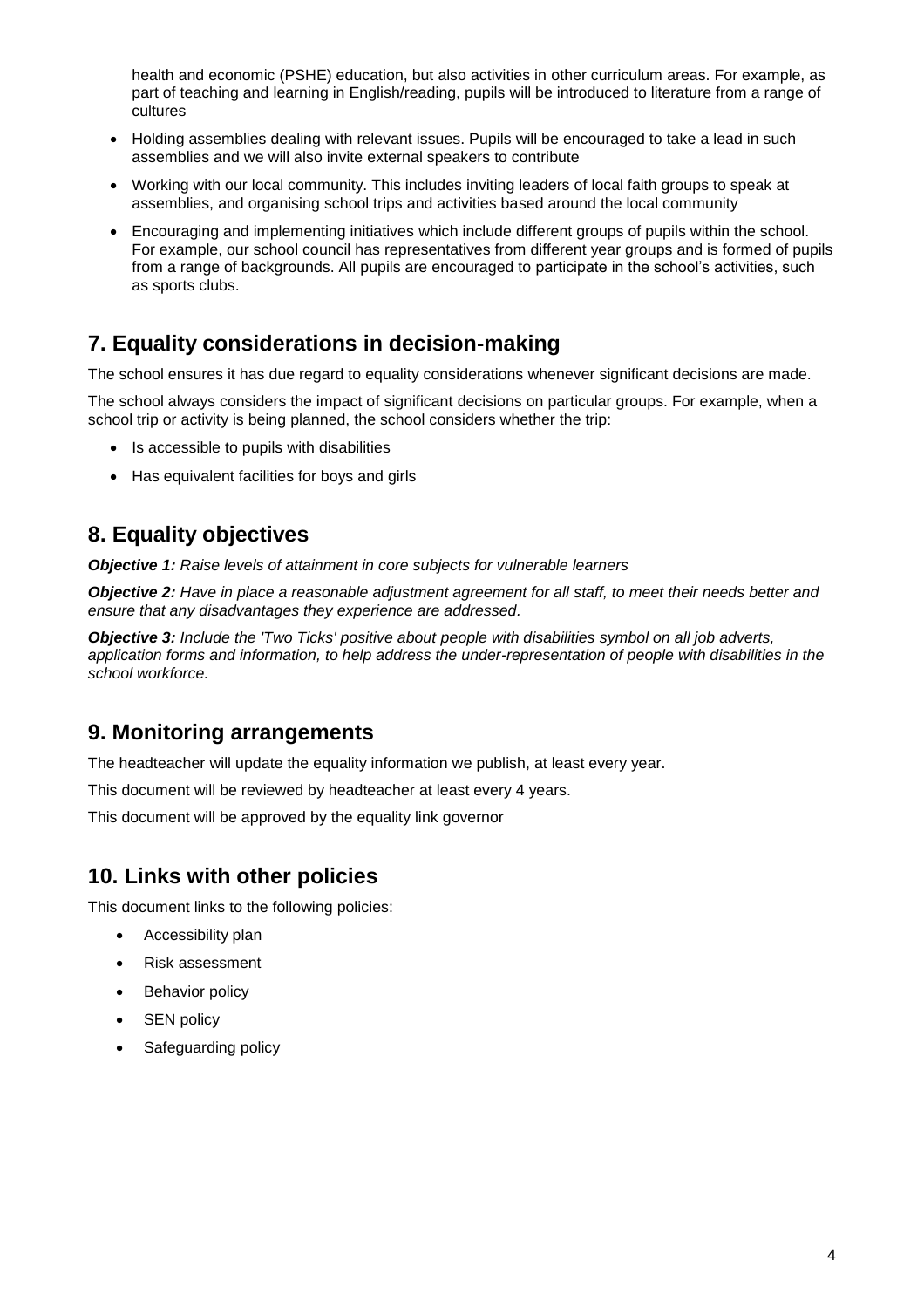health and economic (PSHE) education, but also activities in other curriculum areas. For example, as part of teaching and learning in English/reading, pupils will be introduced to literature from a range of cultures

- Holding assemblies dealing with relevant issues. Pupils will be encouraged to take a lead in such assemblies and we will also invite external speakers to contribute
- Working with our local community. This includes inviting leaders of local faith groups to speak at assemblies, and organising school trips and activities based around the local community
- Encouraging and implementing initiatives which include different groups of pupils within the school. For example, our school council has representatives from different year groups and is formed of pupils from a range of backgrounds. All pupils are encouraged to participate in the school's activities, such as sports clubs.

## 7. Equality considerations in decision-making

The school ensures it has due regard to equality considerations whenever significant decisions are made.

The school always considers the impact of significant decisions on particular groups. For example, when a school trip or activity is being planned, the school considers whether the trip:

- Is accessible to pupils with disabilities
- Has equivalent facilities for boys and girls

## 8. Equality objectives

***Objective 1:*** *Raise levels of attainment in core subjects for vulnerable learners*

***Objective 2:*** *Have in place a reasonable adjustment agreement for all staff, to meet their needs better and ensure that any disadvantages they experience are addressed.*

***Objective 3:*** *Include the 'Two Ticks' positive about people with disabilities symbol on all job adverts, application forms and information, to help address the under-representation of people with disabilities in the school workforce.*

## 9. Monitoring arrangements

The headteacher will update the equality information we publish, at least every year.

This document will be reviewed by headteacher at least every 4 years.

This document will be approved by the equality link governor

## 10. Links with other policies

This document links to the following policies:

- Accessibility plan
- Risk assessment
- Behavior policy
- SEN policy
- Safeguarding policy